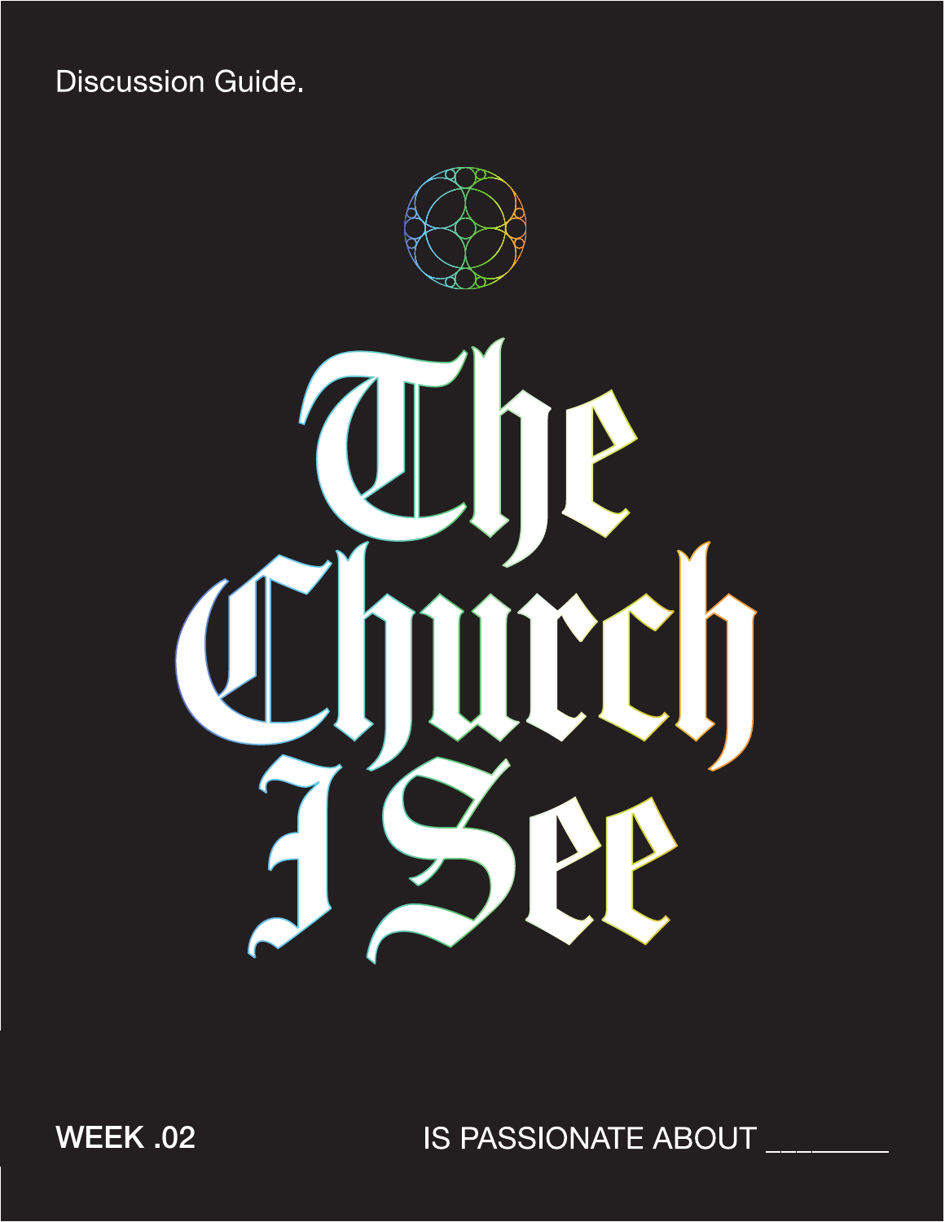Discussion Guide.

# The Church I See

**WEEK .02**

IS PASSIONATE ABOUT ________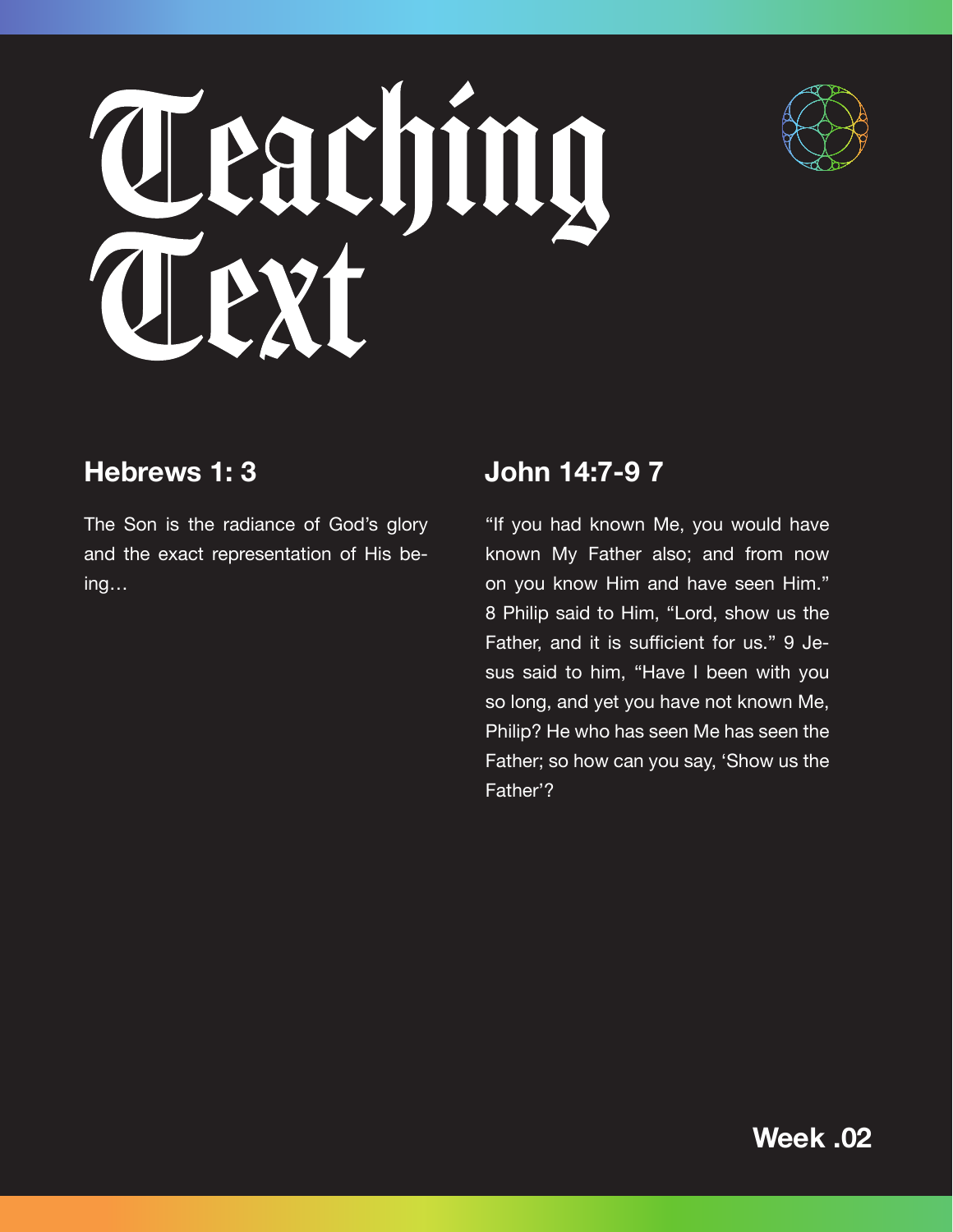# Teaching Text

## Hebrews 1: 3

The Son is the radiance of God's glory and the exact representation of His being…

## John 14:7-9 7

"If you had known Me, you would have known My Father also; and from now on you know Him and have seen Him." 8 Philip said to Him, "Lord, show us the Father, and it is sufficient for us." 9 Jesus said to him, "Have I been with you so long, and yet you have not known Me, Philip? He who has seen Me has seen the Father; so how can you say, 'Show us the Father'?

**Week .02**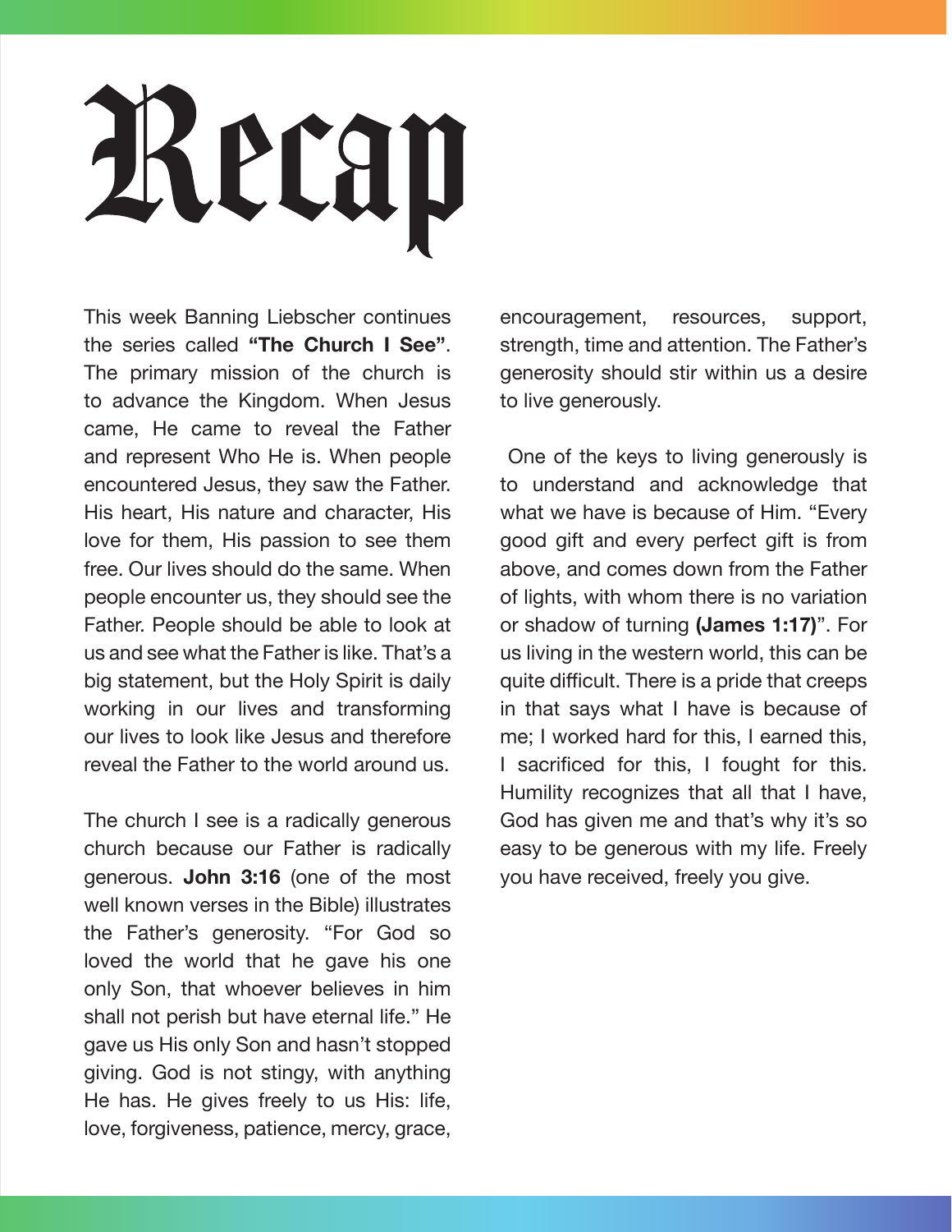# Recap

This week Banning Liebscher continues the series called **"The Church I See"**. The primary mission of the church is to advance the Kingdom. When Jesus came, He came to reveal the Father and represent Who He is. When people encountered Jesus, they saw the Father. His heart, His nature and character, His love for them, His passion to see them free. Our lives should do the same. When people encounter us, they should see the Father. People should be able to look at us and see what the Father is like. That's a big statement, but the Holy Spirit is daily working in our lives and transforming our lives to look like Jesus and therefore reveal the Father to the world around us.

The church I see is a radically generous church because our Father is radically generous. **John 3:16** (one of the most well known verses in the Bible) illustrates the Father's generosity. "For God so loved the world that he gave his one only Son, that whoever believes in him shall not perish but have eternal life." He gave us His only Son and hasn't stopped giving. God is not stingy, with anything He has. He gives freely to us His: life, love, forgiveness, patience, mercy, grace, encouragement, resources, support, strength, time and attention. The Father's generosity should stir within us a desire to live generously.

One of the keys to living generously is to understand and acknowledge that what we have is because of Him. "Every good gift and every perfect gift is from above, and comes down from the Father of lights, with whom there is no variation or shadow of turning **(James 1:17)**". For us living in the western world, this can be quite difficult. There is a pride that creeps in that says what I have is because of me; I worked hard for this, I earned this, I sacrificed for this, I fought for this. Humility recognizes that all that I have, God has given me and that's why it's so easy to be generous with my life. Freely you have received, freely you give.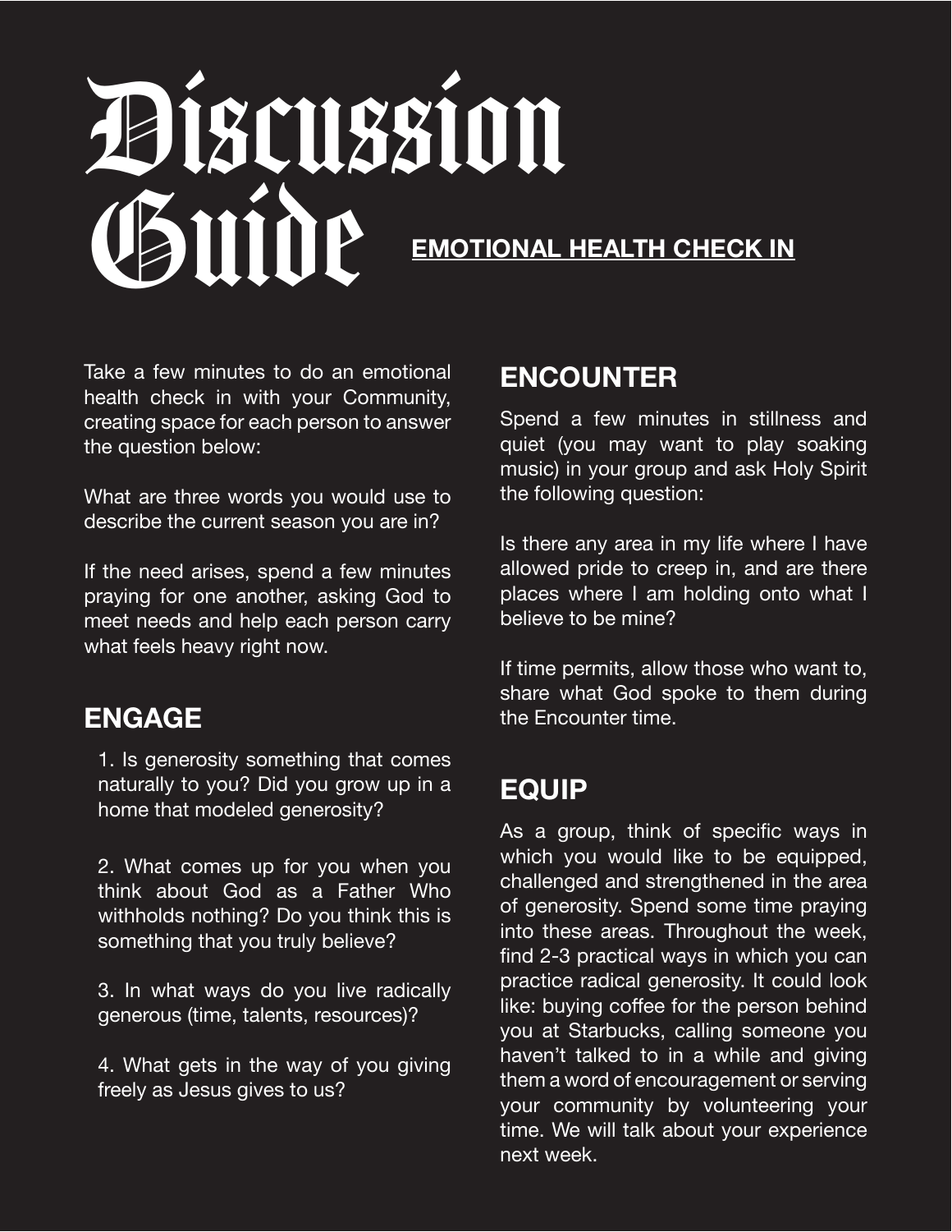# Discussion Guide

**EMOTIONAL HEALTH CHECK IN**

Take a few minutes to do an emotional health check in with your Community, creating space for each person to answer the question below:

What are three words you would use to describe the current season you are in?

If the need arises, spend a few minutes praying for one another, asking God to meet needs and help each person carry what feels heavy right now.

## ENGAGE

1. Is generosity something that comes naturally to you? Did you grow up in a home that modeled generosity?

2. What comes up for you when you think about God as a Father Who withholds nothing? Do you think this is something that you truly believe?

3. In what ways do you live radically generous (time, talents, resources)?

4. What gets in the way of you giving freely as Jesus gives to us?

## ENCOUNTER

Spend a few minutes in stillness and quiet (you may want to play soaking music) in your group and ask Holy Spirit the following question:

Is there any area in my life where I have allowed pride to creep in, and are there places where I am holding onto what I believe to be mine?

If time permits, allow those who want to, share what God spoke to them during the Encounter time.

## EQUIP

As a group, think of specific ways in which you would like to be equipped, challenged and strengthened in the area of generosity. Spend some time praying into these areas. Throughout the week, find 2-3 practical ways in which you can practice radical generosity. It could look like: buying coffee for the person behind you at Starbucks, calling someone you haven't talked to in a while and giving them a word of encouragement or serving your community by volunteering your time. We will talk about your experience next week.